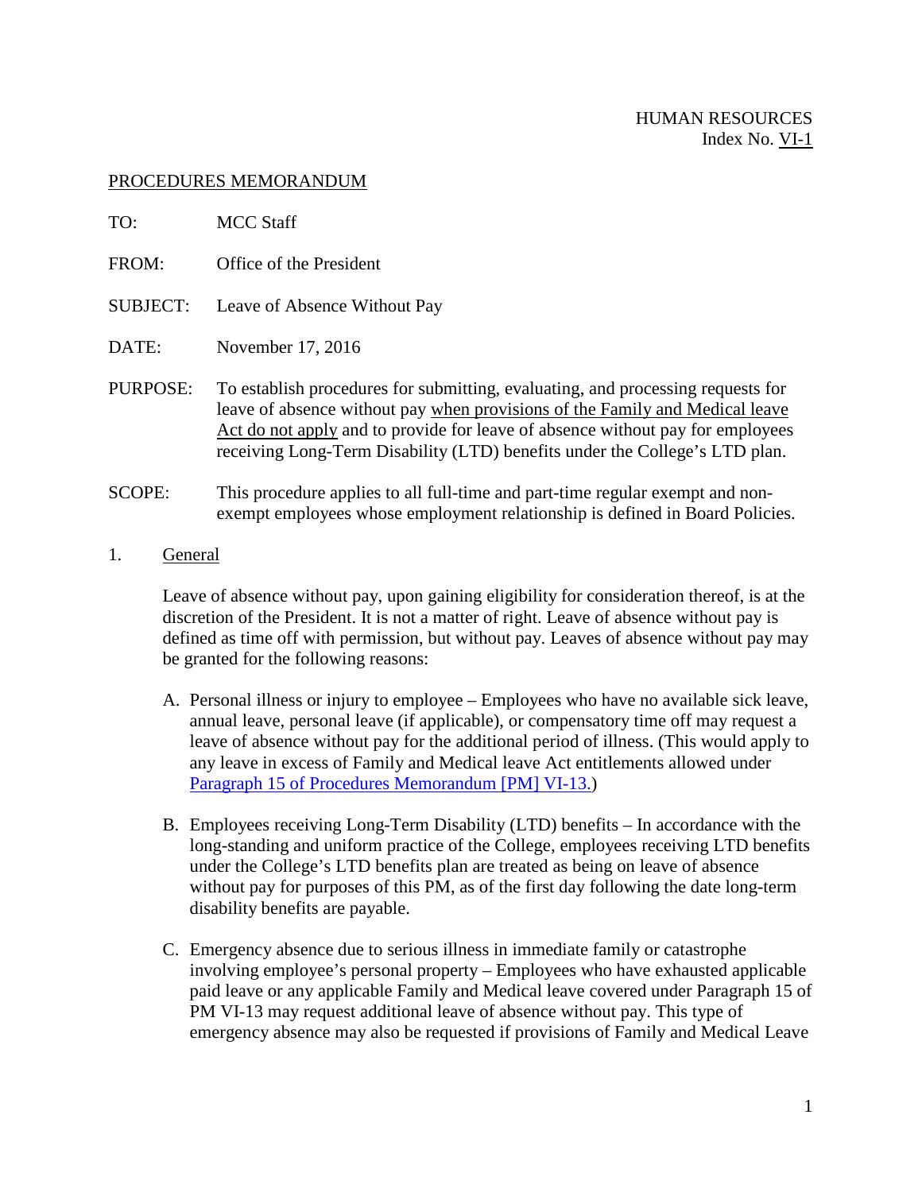HUMAN RESOURCES
Index No. VI-1

PROCEDURES MEMORANDUM

TO: MCC Staff

FROM: Office of the President

SUBJECT: Leave of Absence Without Pay

DATE: November 17, 2016

PURPOSE: To establish procedures for submitting, evaluating, and processing requests for leave of absence without pay when provisions of the Family and Medical leave Act do not apply and to provide for leave of absence without pay for employees receiving Long-Term Disability (LTD) benefits under the College's LTD plan.

SCOPE: This procedure applies to all full-time and part-time regular exempt and non-exempt employees whose employment relationship is defined in Board Policies.

1. General

Leave of absence without pay, upon gaining eligibility for consideration thereof, is at the discretion of the President. It is not a matter of right. Leave of absence without pay is defined as time off with permission, but without pay. Leaves of absence without pay may be granted for the following reasons:

A. Personal illness or injury to employee – Employees who have no available sick leave, annual leave, personal leave (if applicable), or compensatory time off may request a leave of absence without pay for the additional period of illness. (This would apply to any leave in excess of Family and Medical leave Act entitlements allowed under Paragraph 15 of Procedures Memorandum [PM] VI-13.)

B. Employees receiving Long-Term Disability (LTD) benefits – In accordance with the long-standing and uniform practice of the College, employees receiving LTD benefits under the College's LTD benefits plan are treated as being on leave of absence without pay for purposes of this PM, as of the first day following the date long-term disability benefits are payable.

C. Emergency absence due to serious illness in immediate family or catastrophe involving employee's personal property – Employees who have exhausted applicable paid leave or any applicable Family and Medical leave covered under Paragraph 15 of PM VI-13 may request additional leave of absence without pay. This type of emergency absence may also be requested if provisions of Family and Medical Leave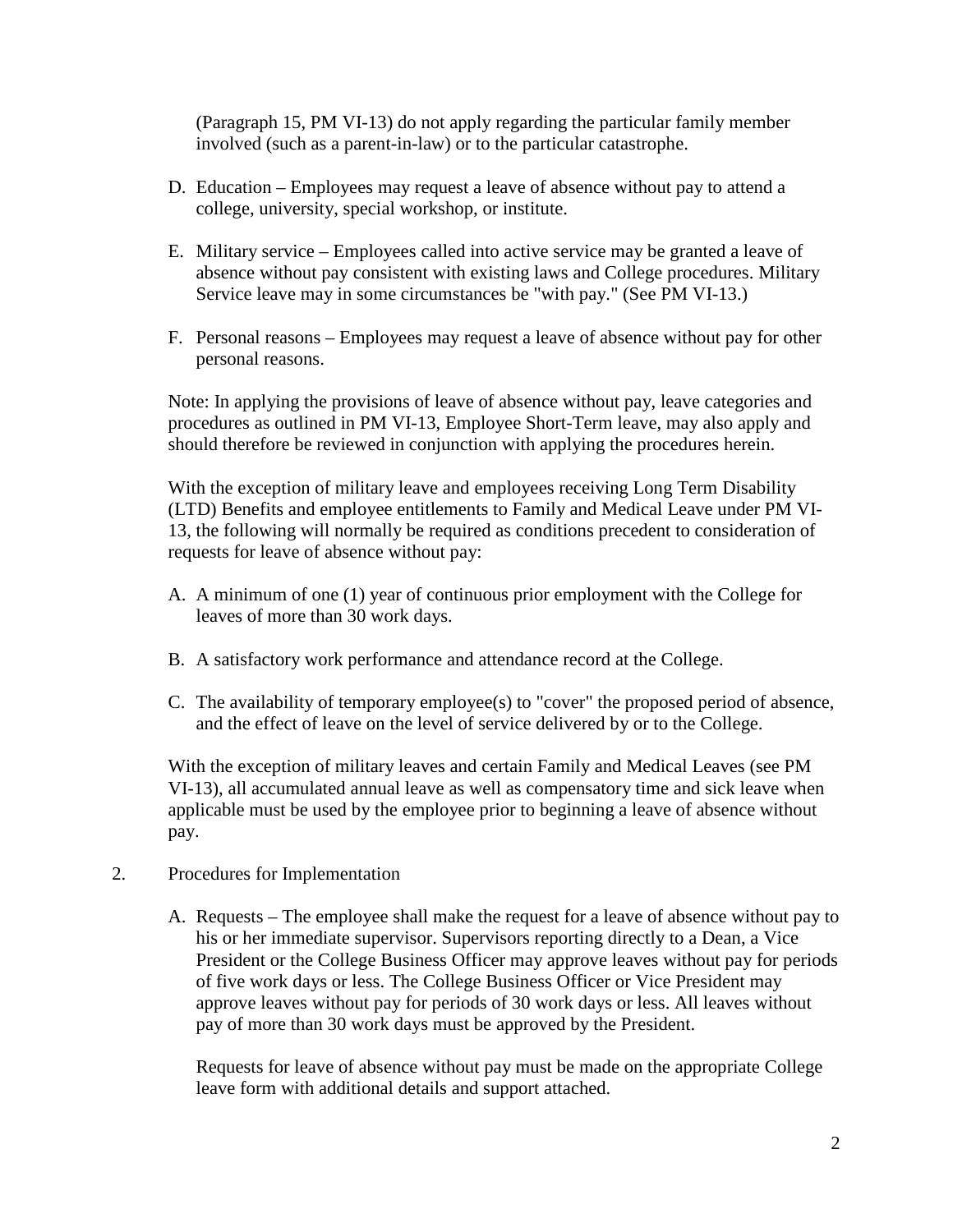(Paragraph 15, PM VI-13) do not apply regarding the particular family member involved (such as a parent-in-law) or to the particular catastrophe.

D. Education – Employees may request a leave of absence without pay to attend a college, university, special workshop, or institute.

E. Military service – Employees called into active service may be granted a leave of absence without pay consistent with existing laws and College procedures. Military Service leave may in some circumstances be "with pay." (See PM VI-13.)

F. Personal reasons – Employees may request a leave of absence without pay for other personal reasons.

Note: In applying the provisions of leave of absence without pay, leave categories and procedures as outlined in PM VI-13, Employee Short-Term leave, may also apply and should therefore be reviewed in conjunction with applying the procedures herein.

With the exception of military leave and employees receiving Long Term Disability (LTD) Benefits and employee entitlements to Family and Medical Leave under PM VI-13, the following will normally be required as conditions precedent to consideration of requests for leave of absence without pay:

A. A minimum of one (1) year of continuous prior employment with the College for leaves of more than 30 work days.

B. A satisfactory work performance and attendance record at the College.

C. The availability of temporary employee(s) to "cover" the proposed period of absence, and the effect of leave on the level of service delivered by or to the College.

With the exception of military leaves and certain Family and Medical Leaves (see PM VI-13), all accumulated annual leave as well as compensatory time and sick leave when applicable must be used by the employee prior to beginning a leave of absence without pay.

2. Procedures for Implementation

A. Requests – The employee shall make the request for a leave of absence without pay to his or her immediate supervisor. Supervisors reporting directly to a Dean, a Vice President or the College Business Officer may approve leaves without pay for periods of five work days or less. The College Business Officer or Vice President may approve leaves without pay for periods of 30 work days or less. All leaves without pay of more than 30 work days must be approved by the President.

Requests for leave of absence without pay must be made on the appropriate College leave form with additional details and support attached.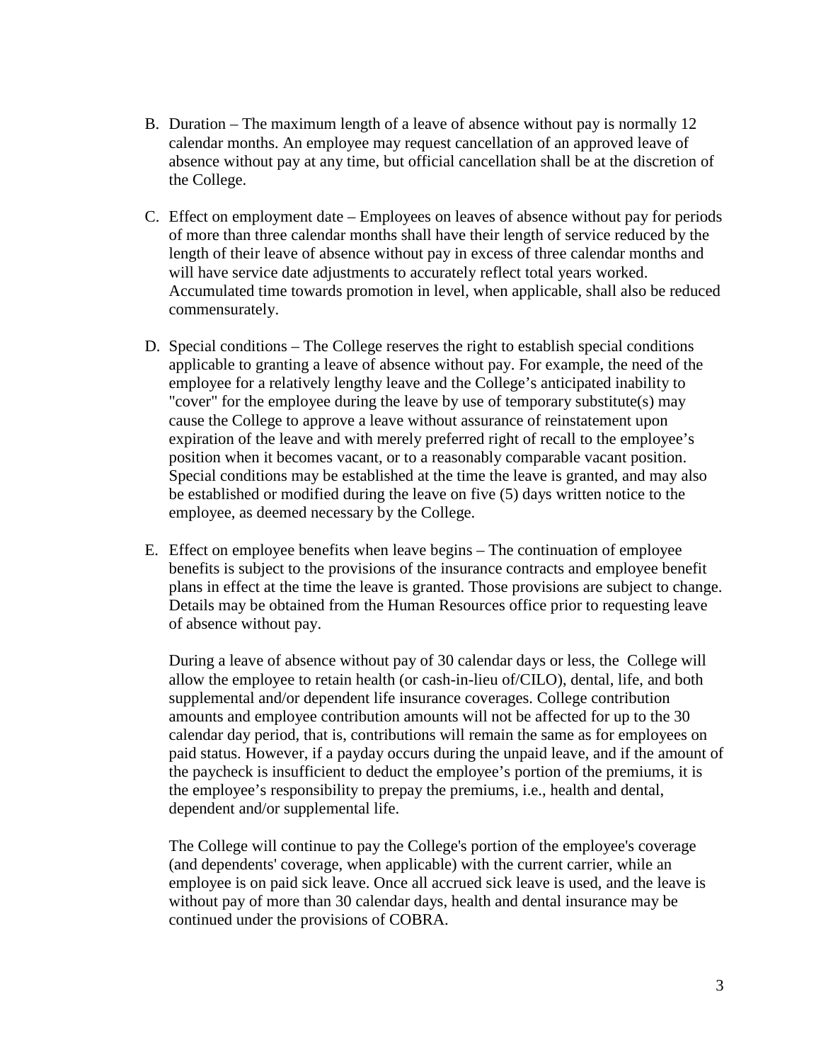B. Duration – The maximum length of a leave of absence without pay is normally 12 calendar months. An employee may request cancellation of an approved leave of absence without pay at any time, but official cancellation shall be at the discretion of the College.

C. Effect on employment date – Employees on leaves of absence without pay for periods of more than three calendar months shall have their length of service reduced by the length of their leave of absence without pay in excess of three calendar months and will have service date adjustments to accurately reflect total years worked. Accumulated time towards promotion in level, when applicable, shall also be reduced commensurately.

D. Special conditions – The College reserves the right to establish special conditions applicable to granting a leave of absence without pay. For example, the need of the employee for a relatively lengthy leave and the College's anticipated inability to "cover" for the employee during the leave by use of temporary substitute(s) may cause the College to approve a leave without assurance of reinstatement upon expiration of the leave and with merely preferred right of recall to the employee's position when it becomes vacant, or to a reasonably comparable vacant position. Special conditions may be established at the time the leave is granted, and may also be established or modified during the leave on five (5) days written notice to the employee, as deemed necessary by the College.

E. Effect on employee benefits when leave begins – The continuation of employee benefits is subject to the provisions of the insurance contracts and employee benefit plans in effect at the time the leave is granted. Those provisions are subject to change. Details may be obtained from the Human Resources office prior to requesting leave of absence without pay.

   During a leave of absence without pay of 30 calendar days or less, the College will allow the employee to retain health (or cash-in-lieu of/CILO), dental, life, and both supplemental and/or dependent life insurance coverages. College contribution amounts and employee contribution amounts will not be affected for up to the 30 calendar day period, that is, contributions will remain the same as for employees on paid status. However, if a payday occurs during the unpaid leave, and if the amount of the paycheck is insufficient to deduct the employee's portion of the premiums, it is the employee's responsibility to prepay the premiums, i.e., health and dental, dependent and/or supplemental life.

   The College will continue to pay the College's portion of the employee's coverage (and dependents' coverage, when applicable) with the current carrier, while an employee is on paid sick leave. Once all accrued sick leave is used, and the leave is without pay of more than 30 calendar days, health and dental insurance may be continued under the provisions of COBRA.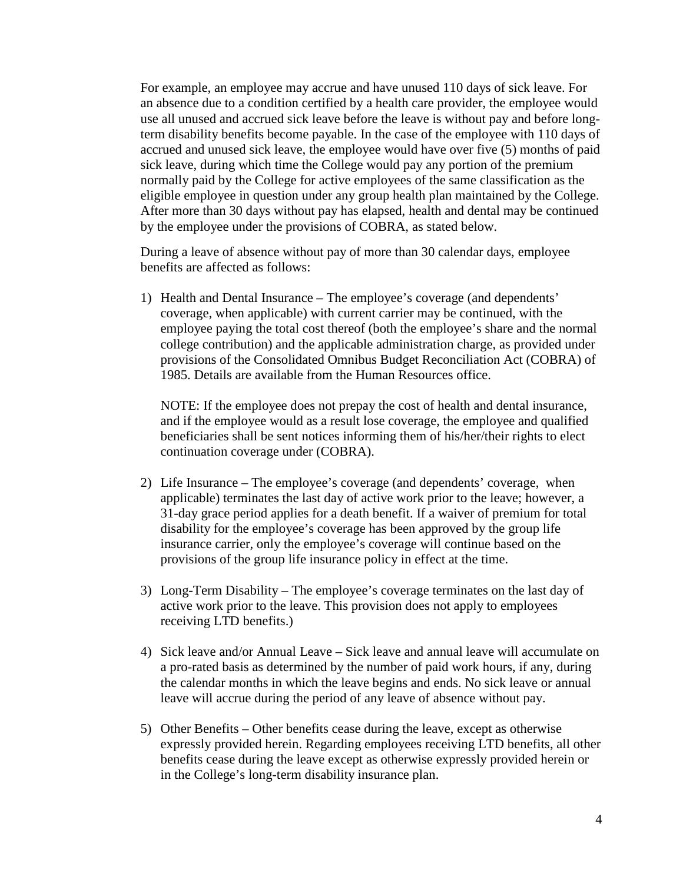For example, an employee may accrue and have unused 110 days of sick leave. For an absence due to a condition certified by a health care provider, the employee would use all unused and accrued sick leave before the leave is without pay and before long-term disability benefits become payable. In the case of the employee with 110 days of accrued and unused sick leave, the employee would have over five (5) months of paid sick leave, during which time the College would pay any portion of the premium normally paid by the College for active employees of the same classification as the eligible employee in question under any group health plan maintained by the College. After more than 30 days without pay has elapsed, health and dental may be continued by the employee under the provisions of COBRA, as stated below.

During a leave of absence without pay of more than 30 calendar days, employee benefits are affected as follows:

1) Health and Dental Insurance – The employee's coverage (and dependents' coverage, when applicable) with current carrier may be continued, with the employee paying the total cost thereof (both the employee's share and the normal college contribution) and the applicable administration charge, as provided under provisions of the Consolidated Omnibus Budget Reconciliation Act (COBRA) of 1985. Details are available from the Human Resources office.

   NOTE: If the employee does not prepay the cost of health and dental insurance, and if the employee would as a result lose coverage, the employee and qualified beneficiaries shall be sent notices informing them of his/her/their rights to elect continuation coverage under (COBRA).

2) Life Insurance – The employee's coverage (and dependents' coverage, when applicable) terminates the last day of active work prior to the leave; however, a 31-day grace period applies for a death benefit. If a waiver of premium for total disability for the employee's coverage has been approved by the group life insurance carrier, only the employee's coverage will continue based on the provisions of the group life insurance policy in effect at the time.

3) Long-Term Disability – The employee's coverage terminates on the last day of active work prior to the leave. This provision does not apply to employees receiving LTD benefits.)

4) Sick leave and/or Annual Leave – Sick leave and annual leave will accumulate on a pro-rated basis as determined by the number of paid work hours, if any, during the calendar months in which the leave begins and ends. No sick leave or annual leave will accrue during the period of any leave of absence without pay.

5) Other Benefits – Other benefits cease during the leave, except as otherwise expressly provided herein. Regarding employees receiving LTD benefits, all other benefits cease during the leave except as otherwise expressly provided herein or in the College's long-term disability insurance plan.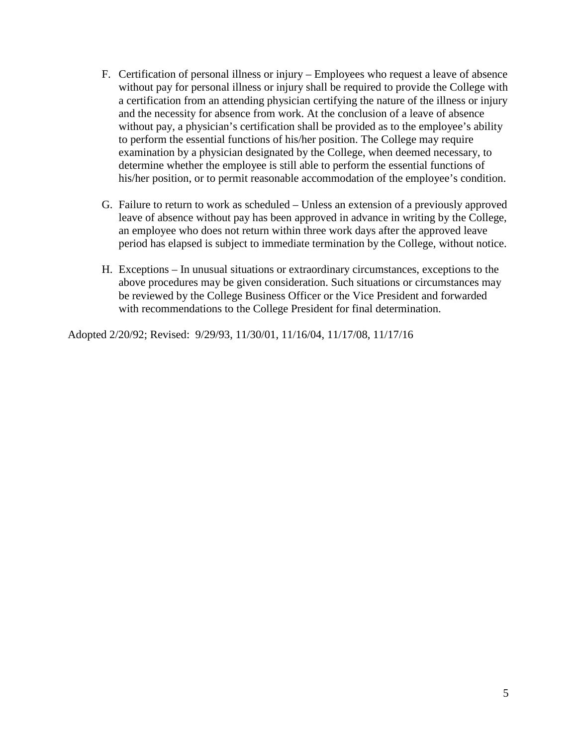F. Certification of personal illness or injury – Employees who request a leave of absence without pay for personal illness or injury shall be required to provide the College with a certification from an attending physician certifying the nature of the illness or injury and the necessity for absence from work. At the conclusion of a leave of absence without pay, a physician's certification shall be provided as to the employee's ability to perform the essential functions of his/her position. The College may require examination by a physician designated by the College, when deemed necessary, to determine whether the employee is still able to perform the essential functions of his/her position, or to permit reasonable accommodation of the employee's condition.

G. Failure to return to work as scheduled – Unless an extension of a previously approved leave of absence without pay has been approved in advance in writing by the College, an employee who does not return within three work days after the approved leave period has elapsed is subject to immediate termination by the College, without notice.

H. Exceptions – In unusual situations or extraordinary circumstances, exceptions to the above procedures may be given consideration. Such situations or circumstances may be reviewed by the College Business Officer or the Vice President and forwarded with recommendations to the College President for final determination.

Adopted 2/20/92; Revised: 9/29/93, 11/30/01, 11/16/04, 11/17/08, 11/17/16